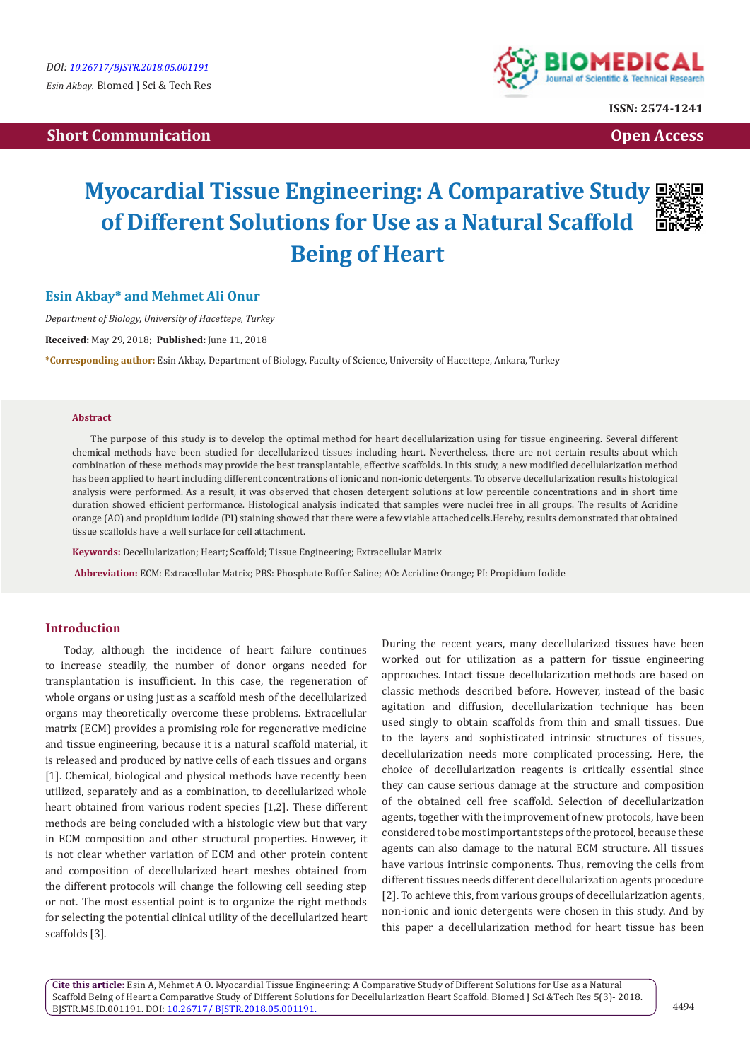Short Communication

Open Access

# Myocardial Tissue Engineering: A Comparative Study of Different Solutions for Use as a Natural Scaffold Being of Heart

**Esin Akbay* and Mehmet Ali Onur**

*Department of Biology, University of Hacettepe, Turkey*

**Received:** May 29, 2018; **Published:** June 11, 2018

***Corresponding author:** Esin Akbay, Department of Biology, Faculty of Science, University of Hacettepe, Ankara, Turkey

## Abstract

The purpose of this study is to develop the optimal method for heart decellularization using for tissue engineering. Several different chemical methods have been studied for decellularized tissues including heart. Nevertheless, there are not certain results about which combination of these methods may provide the best transplantable, effective scaffolds. In this study, a new modified decellularization method has been applied to heart including different concentrations of ionic and non-ionic detergents. To observe decellularization results histological analysis were performed. As a result, it was observed that chosen detergent solutions at low percentile concentrations and in short time duration showed efficient performance. Histological analysis indicated that samples were nuclei free in all groups. The results of Acridine orange (AO) and propidium iodide (PI) staining showed that there were a few viable attached cells.Hereby, results demonstrated that obtained tissue scaffolds have a well surface for cell attachment.

**Keywords:** Decellularization; Heart; Scaffold; Tissue Engineering; Extracellular Matrix

**Abbreviation:** ECM: Extracellular Matrix; PBS: Phosphate Buffer Saline; AO: Acridine Orange; PI: Propidium Iodide

## Introduction

Today, although the incidence of heart failure continues to increase steadily, the number of donor organs needed for transplantation is insufficient. In this case, the regeneration of whole organs or using just as a scaffold mesh of the decellularized organs may theoretically overcome these problems. Extracellular matrix (ECM) provides a promising role for regenerative medicine and tissue engineering, because it is a natural scaffold material, it is released and produced by native cells of each tissues and organs [1]. Chemical, biological and physical methods have recently been utilized, separately and as a combination, to decellularized whole heart obtained from various rodent species [1,2]. These different methods are being concluded with a histologic view but that vary in ECM composition and other structural properties. However, it is not clear whether variation of ECM and other protein content and composition of decellularized heart meshes obtained from the different protocols will change the following cell seeding step or not. The most essential point is to organize the right methods for selecting the potential clinical utility of the decellularized heart scaffolds [3].

During the recent years, many decellularized tissues have been worked out for utilization as a pattern for tissue engineering approaches. Intact tissue decellularization methods are based on classic methods described before. However, instead of the basic agitation and diffusion, decellularization technique has been used singly to obtain scaffolds from thin and small tissues. Due to the layers and sophisticated intrinsic structures of tissues, decellularization needs more complicated processing. Here, the choice of decellularization reagents is critically essential since they can cause serious damage at the structure and composition of the obtained cell free scaffold. Selection of decellularization agents, together with the improvement of new protocols, have been considered to be most important steps of the protocol, because these agents can also damage to the natural ECM structure. All tissues have various intrinsic components. Thus, removing the cells from different tissues needs different decellularization agents procedure [2]. To achieve this, from various groups of decellularization agents, non-ionic and ionic detergents were chosen in this study. And by this paper a decellularization method for heart tissue has been

**Cite this article:** Esin A, Mehmet A O. Myocardial Tissue Engineering: A Comparative Study of Different Solutions for Use as a Natural Scaffold Being of Heart a Comparative Study of Different Solutions for Decellularization Heart Scaffold. Biomed J Sci &Tech Res 5(3)- 2018. BJSTR.MS.ID.001191. DOI: 10.26717/ BJSTR.2018.05.001191.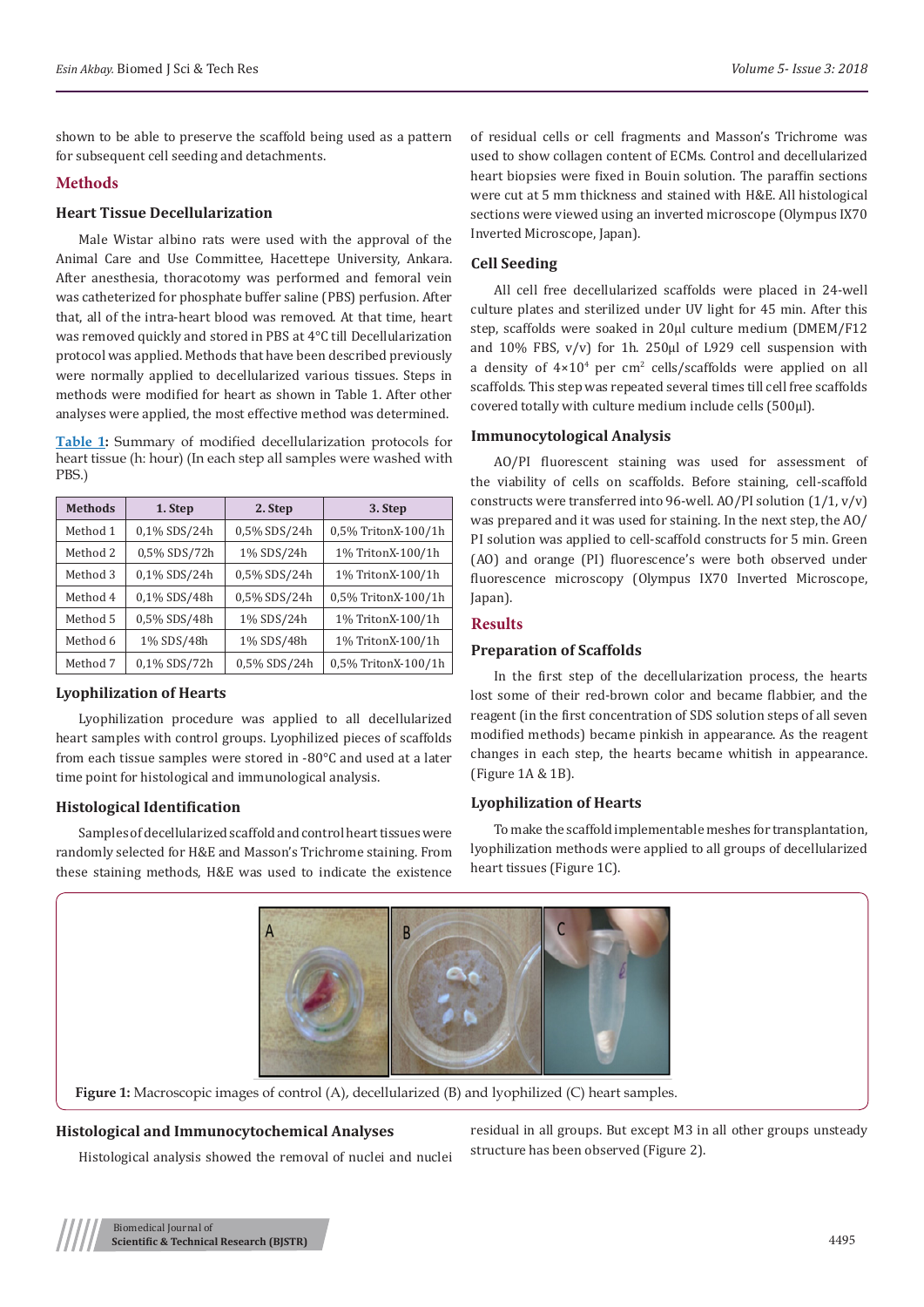shown to be able to preserve the scaffold being used as a pattern for subsequent cell seeding and detachments.

## Methods

### Heart Tissue Decellularization

Male Wistar albino rats were used with the approval of the Animal Care and Use Committee, Hacettepe University, Ankara. After anesthesia, thoracotomy was performed and femoral vein was catheterized for phosphate buffer saline (PBS) perfusion. After that, all of the intra-heart blood was removed. At that time, heart was removed quickly and stored in PBS at 4°C till Decellularization protocol was applied. Methods that have been described previously were normally applied to decellularized various tissues. Steps in methods were modified for heart as shown in Table 1. After other analyses were applied, the most effective method was determined.

**Table 1:** Summary of modified decellularization protocols for heart tissue (h: hour) (In each step all samples were washed with PBS.)

| Methods | 1. Step | 2. Step | 3. Step |
|---|---|---|---|
| Method 1 | 0,1% SDS/24h | 0,5% SDS/24h | 0,5% TritonX-100/1h |
| Method 2 | 0,5% SDS/72h | 1% SDS/24h | 1% TritonX-100/1h |
| Method 3 | 0,1% SDS/24h | 0,5% SDS/24h | 1% TritonX-100/1h |
| Method 4 | 0,1% SDS/48h | 0,5% SDS/24h | 0,5% TritonX-100/1h |
| Method 5 | 0,5% SDS/48h | 1% SDS/24h | 1% TritonX-100/1h |
| Method 6 | 1% SDS/48h | 1% SDS/48h | 1% TritonX-100/1h |
| Method 7 | 0,1% SDS/72h | 0,5% SDS/24h | 0,5% TritonX-100/1h |

### Lyophilization of Hearts

Lyophilization procedure was applied to all decellularized heart samples with control groups. Lyophilized pieces of scaffolds from each tissue samples were stored in -80°C and used at a later time point for histological and immunological analysis.

### Histological Identification

Samples of decellularized scaffold and control heart tissues were randomly selected for H&E and Masson's Trichrome staining. From these staining methods, H&E was used to indicate the existence of residual cells or cell fragments and Masson's Trichrome was used to show collagen content of ECMs. Control and decellularized heart biopsies were fixed in Bouin solution. The paraffin sections were cut at 5 mm thickness and stained with H&E. All histological sections were viewed using an inverted microscope (Olympus IX70 Inverted Microscope, Japan).

### Cell Seeding

All cell free decellularized scaffolds were placed in 24-well culture plates and sterilized under UV light for 45 min. After this step, scaffolds were soaked in 20µl culture medium (DMEM/F12 and 10% FBS, v/v) for 1h. 250µl of L929 cell suspension with a density of $4\times10^4$ per $cm^2$ cells/scaffolds were applied on all scaffolds. This step was repeated several times till cell free scaffolds covered totally with culture medium include cells (500µl).

### Immunocytological Analysis

AO/PI fluorescent staining was used for assessment of the viability of cells on scaffolds. Before staining, cell-scaffold constructs were transferred into 96-well. AO/PI solution (1/1, v/v) was prepared and it was used for staining. In the next step, the AO/PI solution was applied to cell-scaffold constructs for 5 min. Green (AO) and orange (PI) fluorescence's were both observed under fluorescence microscopy (Olympus IX70 Inverted Microscope, Japan).

## Results

### Preparation of Scaffolds

In the first step of the decellularization process, the hearts lost some of their red-brown color and became flabbier, and the reagent (in the first concentration of SDS solution steps of all seven modified methods) became pinkish in appearance. As the reagent changes in each step, the hearts became whitish in appearance. (Figure 1A & 1B).

### Lyophilization of Hearts

To make the scaffold implementable meshes for transplantation, lyophilization methods were applied to all groups of decellularized heart tissues (Figure 1C).

**Figure 1:** Macroscopic images of control (A), decellularized (B) and lyophilized (C) heart samples.

### Histological and Immunocytochemical Analyses

Histological analysis showed the removal of nuclei and nuclei residual in all groups. But except M3 in all other groups unsteady structure has been observed (Figure 2).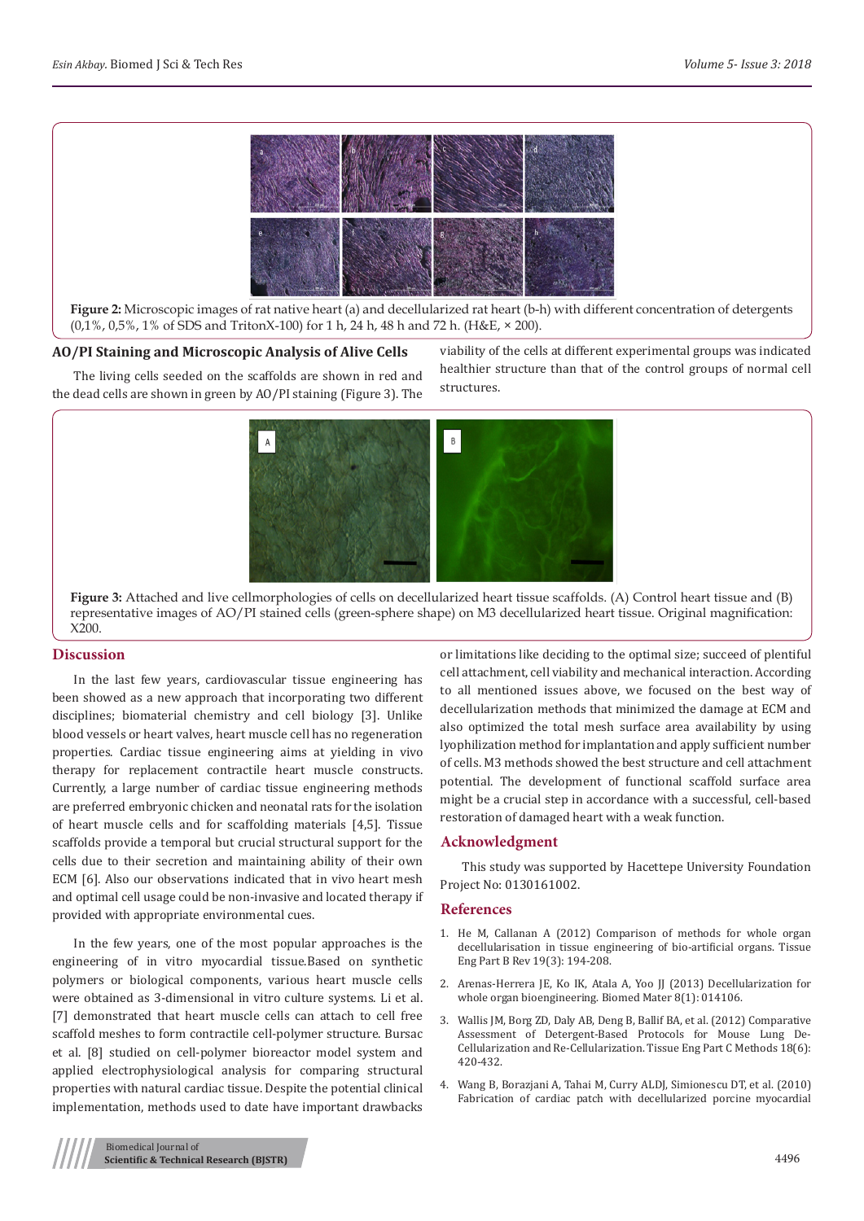**Figure 2:** Microscopic images of rat native heart (a) and decellularized rat heart (b-h) with different concentration of detergents (0,1%, 0,5%, 1% of SDS and TritonX-100) for 1 h, 24 h, 48 h and 72 h. (H&E, × 200).

### AO/PI Staining and Microscopic Analysis of Alive Cells

The living cells seeded on the scaffolds are shown in red and the dead cells are shown in green by AO/PI staining (Figure 3). The viability of the cells at different experimental groups was indicated healthier structure than that of the control groups of normal cell structures.

**Figure 3:** Attached and live cellmorphologies of cells on decellularized heart tissue scaffolds. (A) Control heart tissue and (B) representative images of AO/PI stained cells (green-sphere shape) on M3 decellularized heart tissue. Original magnification: X200.

## Discussion

In the last few years, cardiovascular tissue engineering has been showed as a new approach that incorporating two different disciplines; biomaterial chemistry and cell biology [3]. Unlike blood vessels or heart valves, heart muscle cell has no regeneration properties. Cardiac tissue engineering aims at yielding in vivo therapy for replacement contractile heart muscle constructs. Currently, a large number of cardiac tissue engineering methods are preferred embryonic chicken and neonatal rats for the isolation of heart muscle cells and for scaffolding materials [4,5]. Tissue scaffolds provide a temporal but crucial structural support for the cells due to their secretion and maintaining ability of their own ECM [6]. Also our observations indicated that in vivo heart mesh and optimal cell usage could be non-invasive and located therapy if provided with appropriate environmental cues.

In the few years, one of the most popular approaches is the engineering of in vitro myocardial tissue.Based on synthetic polymers or biological components, various heart muscle cells were obtained as 3-dimensional in vitro culture systems. Li et al. [7] demonstrated that heart muscle cells can attach to cell free scaffold meshes to form contractile cell-polymer structure. Bursac et al. [8] studied on cell-polymer bioreactor model system and applied electrophysiological analysis for comparing structural properties with natural cardiac tissue. Despite the potential clinical implementation, methods used to date have important drawbacks or limitations like deciding to the optimal size; succeed of plentiful cell attachment, cell viability and mechanical interaction. According to all mentioned issues above, we focused on the best way of decellularization methods that minimized the damage at ECM and also optimized the total mesh surface area availability by using lyophilization method for implantation and apply sufficient number of cells. M3 methods showed the best structure and cell attachment potential. The development of functional scaffold surface area might be a crucial step in accordance with a successful, cell-based restoration of damaged heart with a weak function.

## Acknowledgment

This study was supported by Hacettepe University Foundation Project No: 0130161002.

## References

1. He M, Callanan A (2012) Comparison of methods for whole organ decellularisation in tissue engineering of bio-artificial organs. Tissue Eng Part B Rev 19(3): 194-208.
2. Arenas-Herrera JE, Ko IK, Atala A, Yoo JJ (2013) Decellularization for whole organ bioengineering. Biomed Mater 8(1): 014106.
3. Wallis JM, Borg ZD, Daly AB, Deng B, Ballif BA, et al. (2012) Comparative Assessment of Detergent-Based Protocols for Mouse Lung De-Cellularization and Re-Cellularization. Tissue Eng Part C Methods 18(6): 420-432.
4. Wang B, Borazjani A, Tahai M, Curry ALDJ, Simionescu DT, et al. (2010) Fabrication of cardiac patch with decellularized porcine myocardial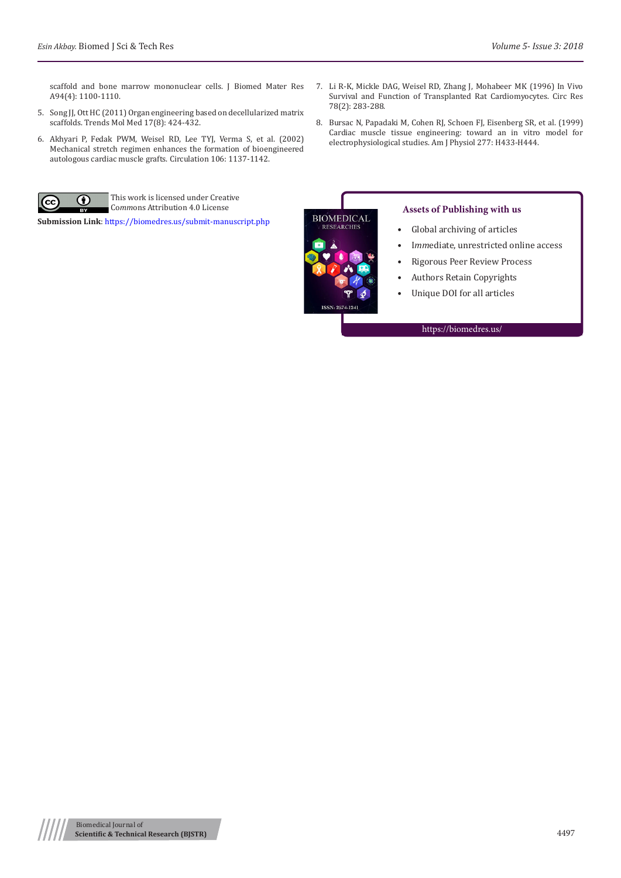scaffold and bone marrow mononuclear cells. J Biomed Mater Res A94(4): 1100-1110.

5. Song JJ, Ott HC (2011) Organ engineering based on decellularized matrix scaffolds. Trends Mol Med 17(8): 424-432.

6. Akhyari P, Fedak PWM, Weisel RD, Lee TYJ, Verma S, et al. (2002) Mechanical stretch regimen enhances the formation of bioengineered autologous cardiac muscle grafts. Circulation 106: 1137-1142.

7. Li R-K, Mickle DAG, Weisel RD, Zhang J, Mohabeer MK (1996) In Vivo Survival and Function of Transplanted Rat Cardiomyocytes. Circ Res 78(2): 283-288.

8. Bursac N, Papadaki M, Cohen RJ, Schoen FJ, Eisenberg SR, et al. (1999) Cardiac muscle tissue engineering: toward an in vitro model for electrophysiological studies. Am J Physiol 277: H433-H444.

This work is licensed under Creative Commons Attribution 4.0 License

**Submission Link**: https://biomedres.us/submit-manuscript.php

BIOMEDICAL RESEARCHES

ISSN: 2574-1241

**Assets of Publishing with us**

- Global archiving of articles
- Immediate, unrestricted online access
- Rigorous Peer Review Process
- Authors Retain Copyrights
- Unique DOI for all articles

https://biomedres.us/